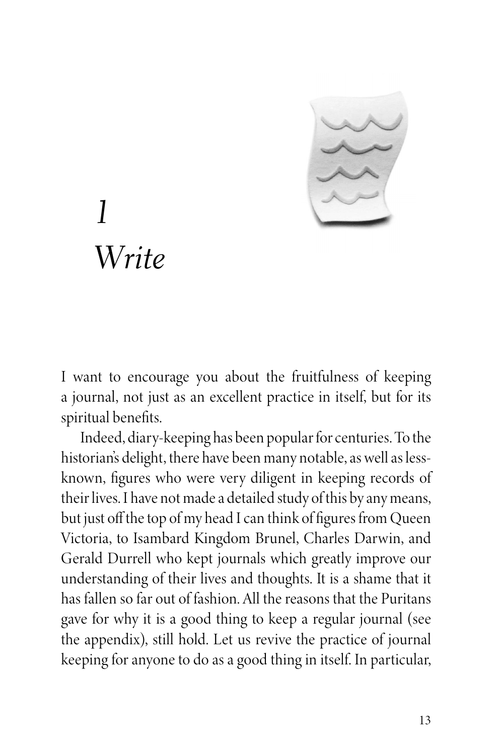# *1*
# *Write*

I want to encourage you about the fruitfulness of keeping a journal, not just as an excellent practice in itself, but for its spiritual benefits.

Indeed, diary-keeping has been popular for centuries. To the historian's delight, there have been many notable, as well as less-known, figures who were very diligent in keeping records of their lives. I have not made a detailed study of this by any means, but just off the top of my head I can think of figures from Queen Victoria, to Isambard Kingdom Brunel, Charles Darwin, and Gerald Durrell who kept journals which greatly improve our understanding of their lives and thoughts. It is a shame that it has fallen so far out of fashion. All the reasons that the Puritans gave for why it is a good thing to keep a regular journal (see the appendix), still hold. Let us revive the practice of journal keeping for anyone to do as a good thing in itself. In particular,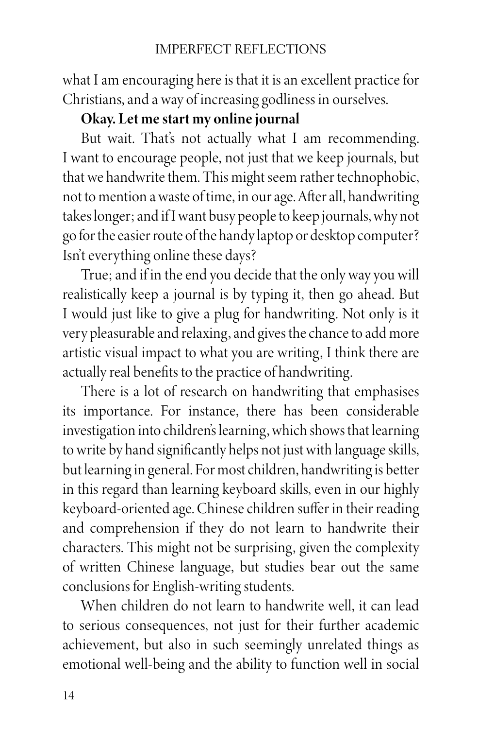what I am encouraging here is that it is an excellent practice for Christians, and a way of increasing godliness in ourselves.

**Okay. Let me start my online journal**

But wait. That's not actually what I am recommending. I want to encourage people, not just that we keep journals, but that we handwrite them. This might seem rather technophobic, not to mention a waste of time, in our age. After all, handwriting takes longer; and if I want busy people to keep journals, why not go for the easier route of the handy laptop or desktop computer? Isn't everything online these days?

True; and if in the end you decide that the only way you will realistically keep a journal is by typing it, then go ahead. But I would just like to give a plug for handwriting. Not only is it very pleasurable and relaxing, and gives the chance to add more artistic visual impact to what you are writing, I think there are actually real benefits to the practice of handwriting.

There is a lot of research on handwriting that emphasises its importance. For instance, there has been considerable investigation into children's learning, which shows that learning to write by hand significantly helps not just with language skills, but learning in general. For most children, handwriting is better in this regard than learning keyboard skills, even in our highly keyboard-oriented age. Chinese children suffer in their reading and comprehension if they do not learn to handwrite their characters. This might not be surprising, given the complexity of written Chinese language, but studies bear out the same conclusions for English-writing students.

When children do not learn to handwrite well, it can lead to serious consequences, not just for their further academic achievement, but also in such seemingly unrelated things as emotional well-being and the ability to function well in social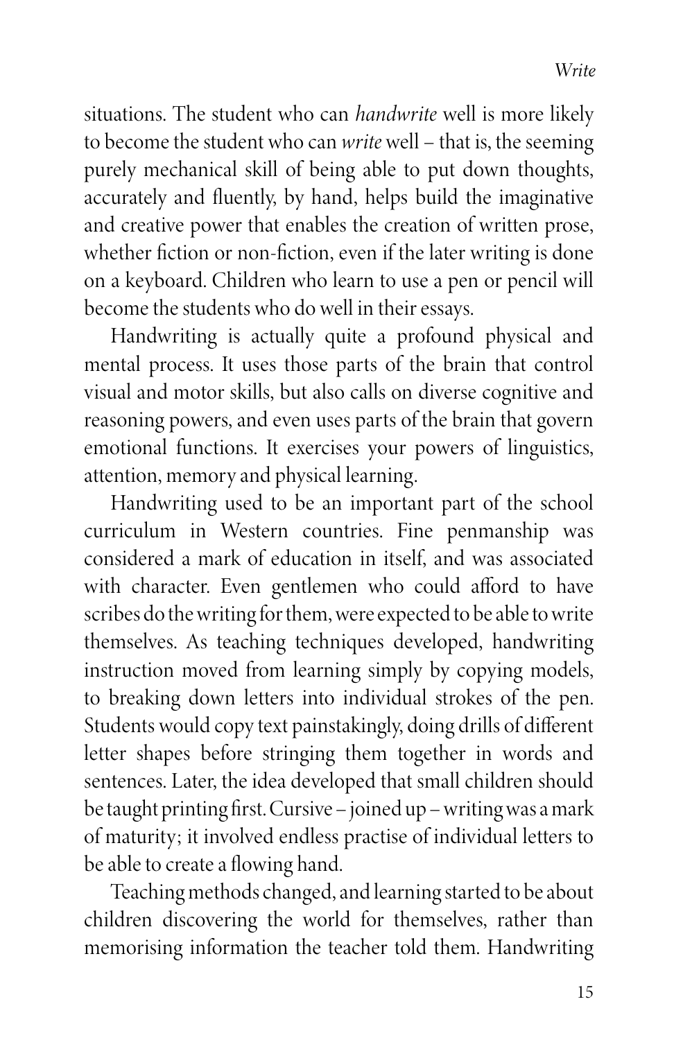situations. The student who can *handwrite* well is more likely to become the student who can *write* well – that is, the seeming purely mechanical skill of being able to put down thoughts, accurately and fluently, by hand, helps build the imaginative and creative power that enables the creation of written prose, whether fiction or non-fiction, even if the later writing is done on a keyboard. Children who learn to use a pen or pencil will become the students who do well in their essays.

Handwriting is actually quite a profound physical and mental process. It uses those parts of the brain that control visual and motor skills, but also calls on diverse cognitive and reasoning powers, and even uses parts of the brain that govern emotional functions. It exercises your powers of linguistics, attention, memory and physical learning.

Handwriting used to be an important part of the school curriculum in Western countries. Fine penmanship was considered a mark of education in itself, and was associated with character. Even gentlemen who could afford to have scribes do the writing for them, were expected to be able to write themselves. As teaching techniques developed, handwriting instruction moved from learning simply by copying models, to breaking down letters into individual strokes of the pen. Students would copy text painstakingly, doing drills of different letter shapes before stringing them together in words and sentences. Later, the idea developed that small children should be taught printing first. Cursive – joined up – writing was a mark of maturity; it involved endless practise of individual letters to be able to create a flowing hand.

Teaching methods changed, and learning started to be about children discovering the world for themselves, rather than memorising information the teacher told them. Handwriting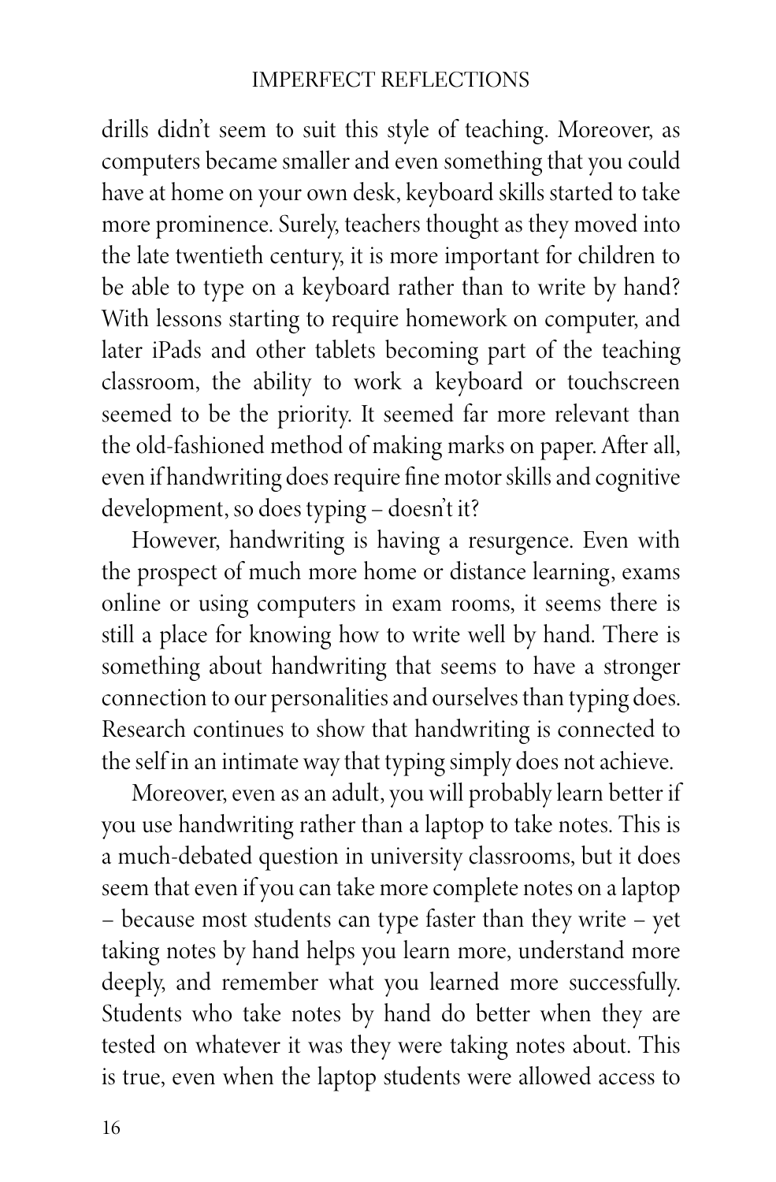drills didn't seem to suit this style of teaching. Moreover, as computers became smaller and even something that you could have at home on your own desk, keyboard skills started to take more prominence. Surely, teachers thought as they moved into the late twentieth century, it is more important for children to be able to type on a keyboard rather than to write by hand? With lessons starting to require homework on computer, and later iPads and other tablets becoming part of the teaching classroom, the ability to work a keyboard or touchscreen seemed to be the priority. It seemed far more relevant than the old-fashioned method of making marks on paper. After all, even if handwriting does require fine motor skills and cognitive development, so does typing – doesn't it?

However, handwriting is having a resurgence. Even with the prospect of much more home or distance learning, exams online or using computers in exam rooms, it seems there is still a place for knowing how to write well by hand. There is something about handwriting that seems to have a stronger connection to our personalities and ourselves than typing does. Research continues to show that handwriting is connected to the self in an intimate way that typing simply does not achieve.

Moreover, even as an adult, you will probably learn better if you use handwriting rather than a laptop to take notes. This is a much-debated question in university classrooms, but it does seem that even if you can take more complete notes on a laptop – because most students can type faster than they write – yet taking notes by hand helps you learn more, understand more deeply, and remember what you learned more successfully. Students who take notes by hand do better when they are tested on whatever it was they were taking notes about. This is true, even when the laptop students were allowed access to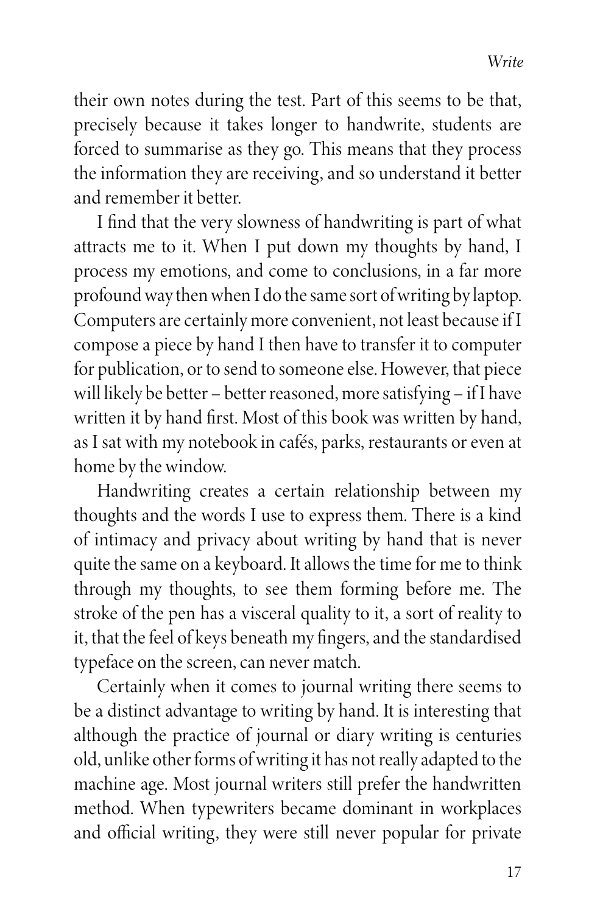their own notes during the test. Part of this seems to be that, precisely because it takes longer to handwrite, students are forced to summarise as they go. This means that they process the information they are receiving, and so understand it better and remember it better.

I find that the very slowness of handwriting is part of what attracts me to it. When I put down my thoughts by hand, I process my emotions, and come to conclusions, in a far more profound way then when I do the same sort of writing by laptop. Computers are certainly more convenient, not least because if I compose a piece by hand I then have to transfer it to computer for publication, or to send to someone else. However, that piece will likely be better – better reasoned, more satisfying – if I have written it by hand first. Most of this book was written by hand, as I sat with my notebook in cafés, parks, restaurants or even at home by the window.

Handwriting creates a certain relationship between my thoughts and the words I use to express them. There is a kind of intimacy and privacy about writing by hand that is never quite the same on a keyboard. It allows the time for me to think through my thoughts, to see them forming before me. The stroke of the pen has a visceral quality to it, a sort of reality to it, that the feel of keys beneath my fingers, and the standardised typeface on the screen, can never match.

Certainly when it comes to journal writing there seems to be a distinct advantage to writing by hand. It is interesting that although the practice of journal or diary writing is centuries old, unlike other forms of writing it has not really adapted to the machine age. Most journal writers still prefer the handwritten method. When typewriters became dominant in workplaces and official writing, they were still never popular for private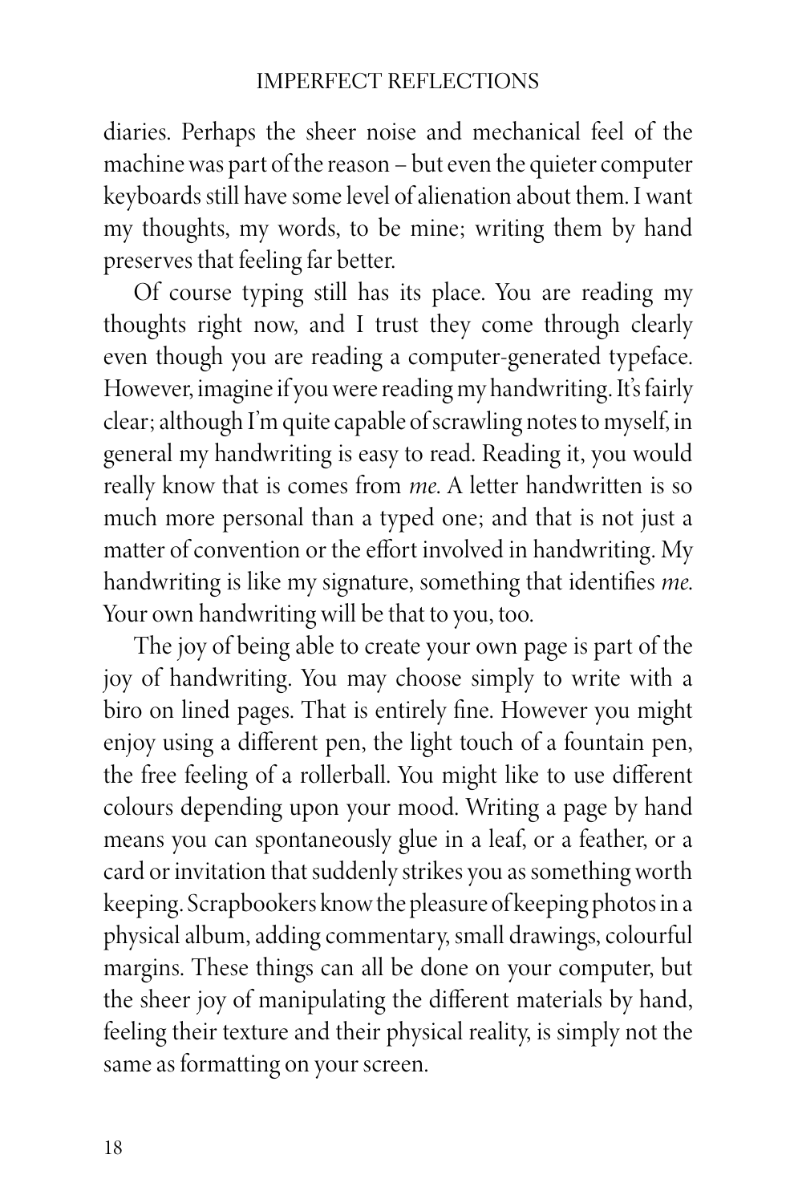diaries. Perhaps the sheer noise and mechanical feel of the machine was part of the reason – but even the quieter computer keyboards still have some level of alienation about them. I want my thoughts, my words, to be mine; writing them by hand preserves that feeling far better.

Of course typing still has its place. You are reading my thoughts right now, and I trust they come through clearly even though you are reading a computer-generated typeface. However, imagine if you were reading my handwriting. It's fairly clear; although I'm quite capable of scrawling notes to myself, in general my handwriting is easy to read. Reading it, you would really know that is comes from *me*. A letter handwritten is so much more personal than a typed one; and that is not just a matter of convention or the effort involved in handwriting. My handwriting is like my signature, something that identifies *me*. Your own handwriting will be that to you, too.

The joy of being able to create your own page is part of the joy of handwriting. You may choose simply to write with a biro on lined pages. That is entirely fine. However you might enjoy using a different pen, the light touch of a fountain pen, the free feeling of a rollerball. You might like to use different colours depending upon your mood. Writing a page by hand means you can spontaneously glue in a leaf, or a feather, or a card or invitation that suddenly strikes you as something worth keeping. Scrapbookers know the pleasure of keeping photos in a physical album, adding commentary, small drawings, colourful margins. These things can all be done on your computer, but the sheer joy of manipulating the different materials by hand, feeling their texture and their physical reality, is simply not the same as formatting on your screen.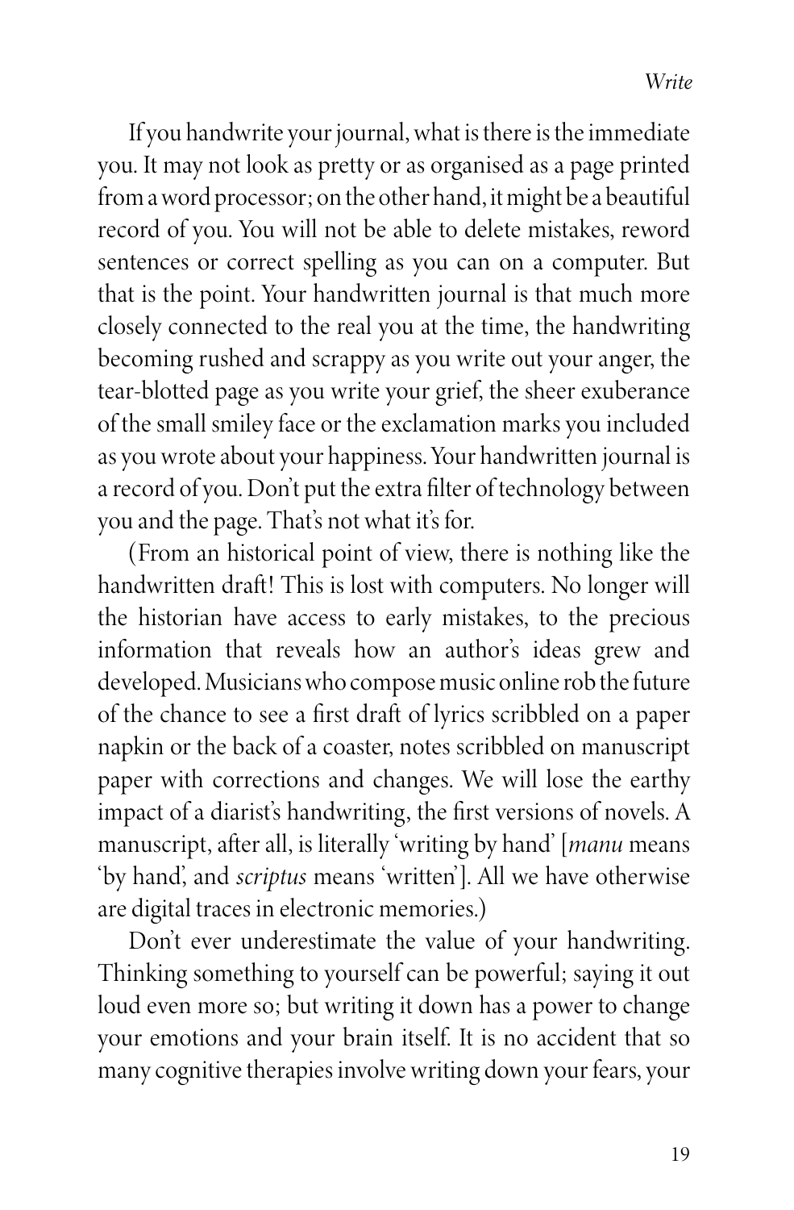If you handwrite your journal, what is there is the immediate you. It may not look as pretty or as organised as a page printed from a word processor; on the other hand, it might be a beautiful record of you. You will not be able to delete mistakes, reword sentences or correct spelling as you can on a computer. But that is the point. Your handwritten journal is that much more closely connected to the real you at the time, the handwriting becoming rushed and scrappy as you write out your anger, the tear-blotted page as you write your grief, the sheer exuberance of the small smiley face or the exclamation marks you included as you wrote about your happiness. Your handwritten journal is a record of you. Don't put the extra filter of technology between you and the page. That's not what it's for.

(From an historical point of view, there is nothing like the handwritten draft! This is lost with computers. No longer will the historian have access to early mistakes, to the precious information that reveals how an author's ideas grew and developed. Musicians who compose music online rob the future of the chance to see a first draft of lyrics scribbled on a paper napkin or the back of a coaster, notes scribbled on manuscript paper with corrections and changes. We will lose the earthy impact of a diarist's handwriting, the first versions of novels. A manuscript, after all, is literally 'writing by hand' [*manu* means 'by hand', and *scriptus* means 'written']. All we have otherwise are digital traces in electronic memories.)

Don't ever underestimate the value of your handwriting. Thinking something to yourself can be powerful; saying it out loud even more so; but writing it down has a power to change your emotions and your brain itself. It is no accident that so many cognitive therapies involve writing down your fears, your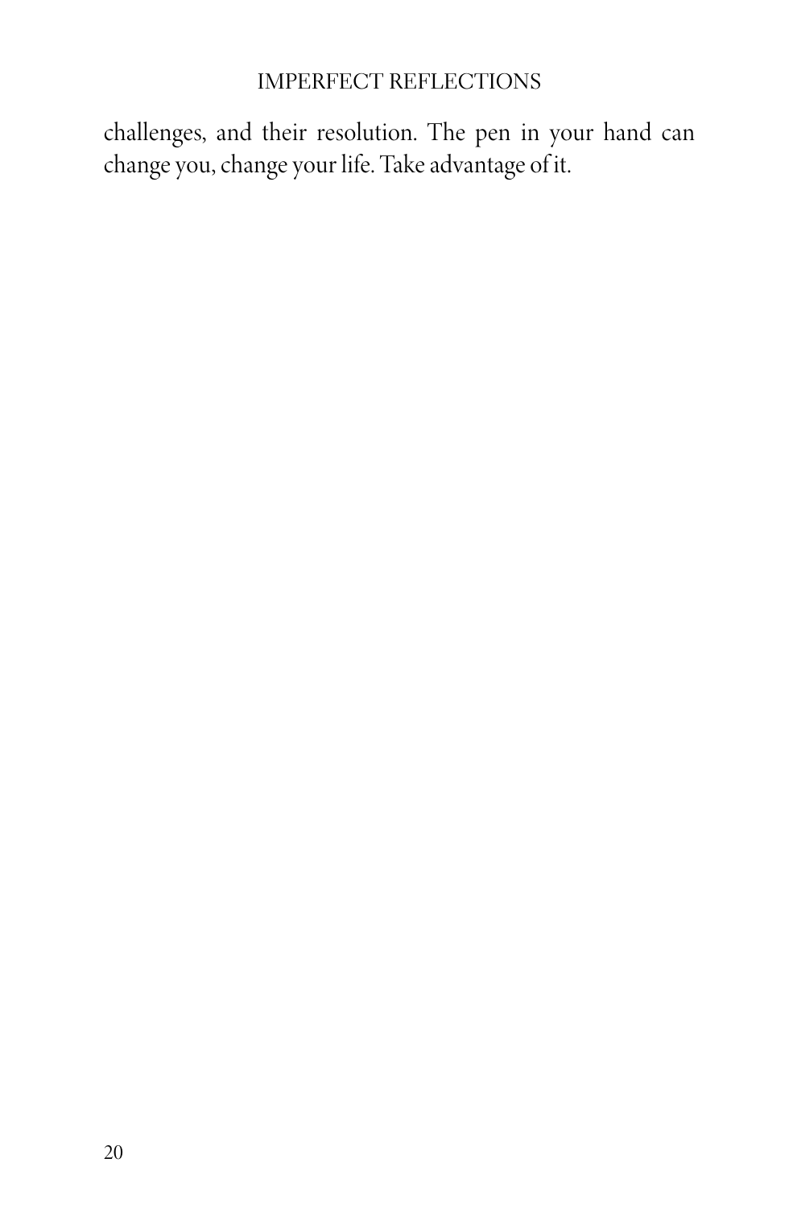challenges, and their resolution. The pen in your hand can change you, change your life. Take advantage of it.